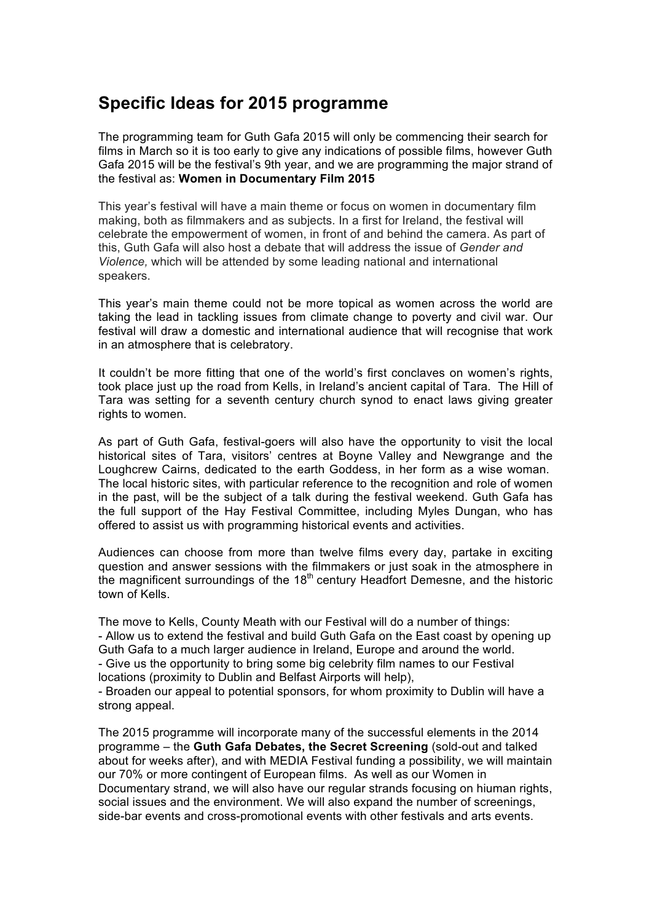## Specific Ideas for 2015 programme

The programming team for Guth Gafa 2015 will only be commencing their search for films in March so it is too early to give any indications of possible films, however Guth Gafa 2015 will be the festival's 9th year, and we are programming the major strand of the festival as: **Women in Documentary Film 2015**

This year's festival will have a main theme or focus on women in documentary film making, both as filmmakers and as subjects. In a first for Ireland, the festival will celebrate the empowerment of women, in front of and behind the camera. As part of this, Guth Gafa will also host a debate that will address the issue of *Gender and Violence,* which will be attended by some leading national and international speakers.

This year's main theme could not be more topical as women across the world are taking the lead in tackling issues from climate change to poverty and civil war. Our festival will draw a domestic and international audience that will recognise that work in an atmosphere that is celebratory.

It couldn't be more fitting that one of the world's first conclaves on women's rights, took place just up the road from Kells, in Ireland's ancient capital of Tara. The Hill of Tara was setting for a seventh century church synod to enact laws giving greater rights to women.

As part of Guth Gafa, festival-goers will also have the opportunity to visit the local historical sites of Tara, visitors' centres at Boyne Valley and Newgrange and the Loughcrew Cairns, dedicated to the earth Goddess, in her form as a wise woman. The local historic sites, with particular reference to the recognition and role of women in the past, will be the subject of a talk during the festival weekend. Guth Gafa has the full support of the Hay Festival Committee, including Myles Dungan, who has offered to assist us with programming historical events and activities.

Audiences can choose from more than twelve films every day, partake in exciting question and answer sessions with the filmmakers or just soak in the atmosphere in the magnificent surroundings of the 18th century Headfort Demesne, and the historic town of Kells.

The move to Kells, County Meath with our Festival will do a number of things:
- Allow us to extend the festival and build Guth Gafa on the East coast by opening up Guth Gafa to a much larger audience in Ireland, Europe and around the world.
- Give us the opportunity to bring some big celebrity film names to our Festival locations (proximity to Dublin and Belfast Airports will help),
- Broaden our appeal to potential sponsors, for whom proximity to Dublin will have a strong appeal.

The 2015 programme will incorporate many of the successful elements in the 2014 programme – the **Guth Gafa Debates, the Secret Screening** (sold-out and talked about for weeks after), and with MEDIA Festival funding a possibility, we will maintain our 70% or more contingent of European films. As well as our Women in Documentary strand, we will also have our regular strands focusing on hiuman rights, social issues and the environment. We will also expand the number of screenings, side-bar events and cross-promotional events with other festivals and arts events.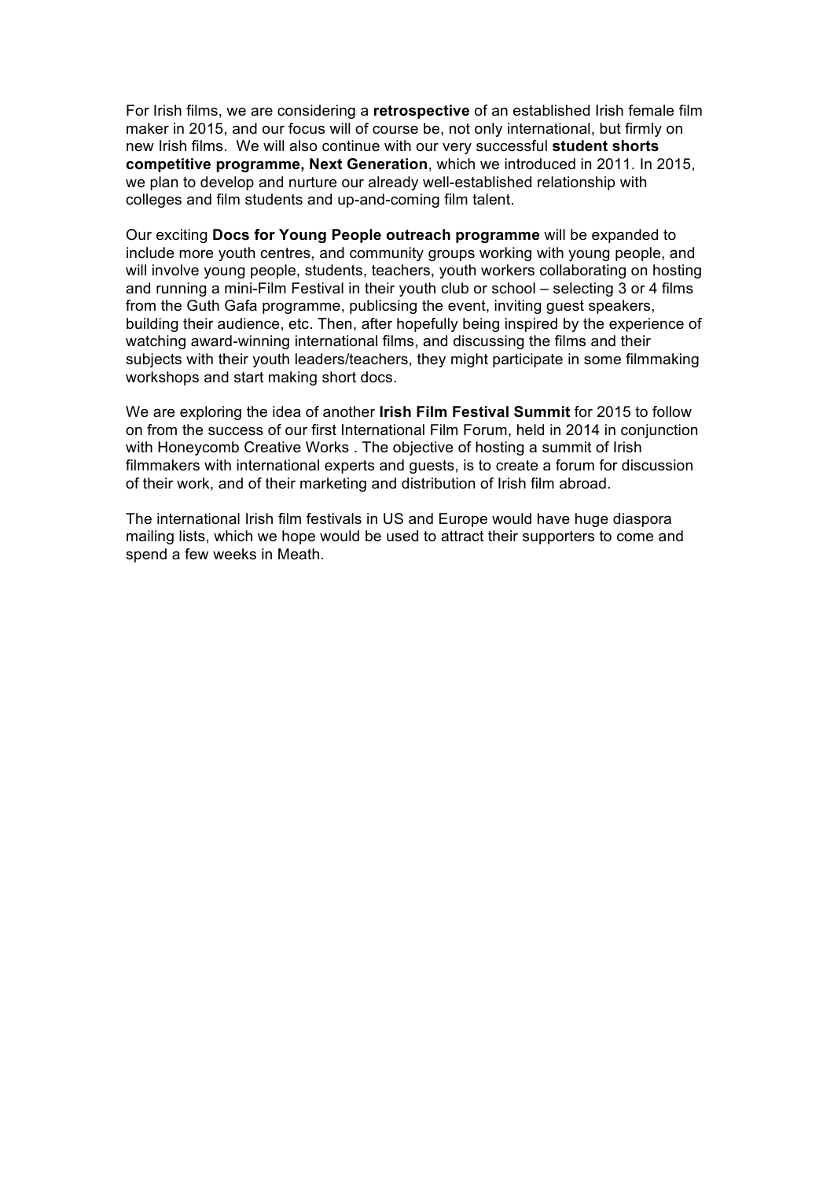For Irish films, we are considering a **retrospective** of an established Irish female film maker in 2015, and our focus will of course be, not only international, but firmly on new Irish films. We will also continue with our very successful **student shorts competitive programme, Next Generation**, which we introduced in 2011. In 2015, we plan to develop and nurture our already well-established relationship with colleges and film students and up-and-coming film talent.

Our exciting **Docs for Young People outreach programme** will be expanded to include more youth centres, and community groups working with young people, and will involve young people, students, teachers, youth workers collaborating on hosting and running a mini-Film Festival in their youth club or school – selecting 3 or 4 films from the Guth Gafa programme, publicsing the event, inviting guest speakers, building their audience, etc. Then, after hopefully being inspired by the experience of watching award-winning international films, and discussing the films and their subjects with their youth leaders/teachers, they might participate in some filmmaking workshops and start making short docs.

We are exploring the idea of another **Irish Film Festival Summit** for 2015 to follow on from the success of our first International Film Forum, held in 2014 in conjunction with Honeycomb Creative Works . The objective of hosting a summit of Irish filmmakers with international experts and guests, is to create a forum for discussion of their work, and of their marketing and distribution of Irish film abroad.

The international Irish film festivals in US and Europe would have huge diaspora mailing lists, which we hope would be used to attract their supporters to come and spend a few weeks in Meath.